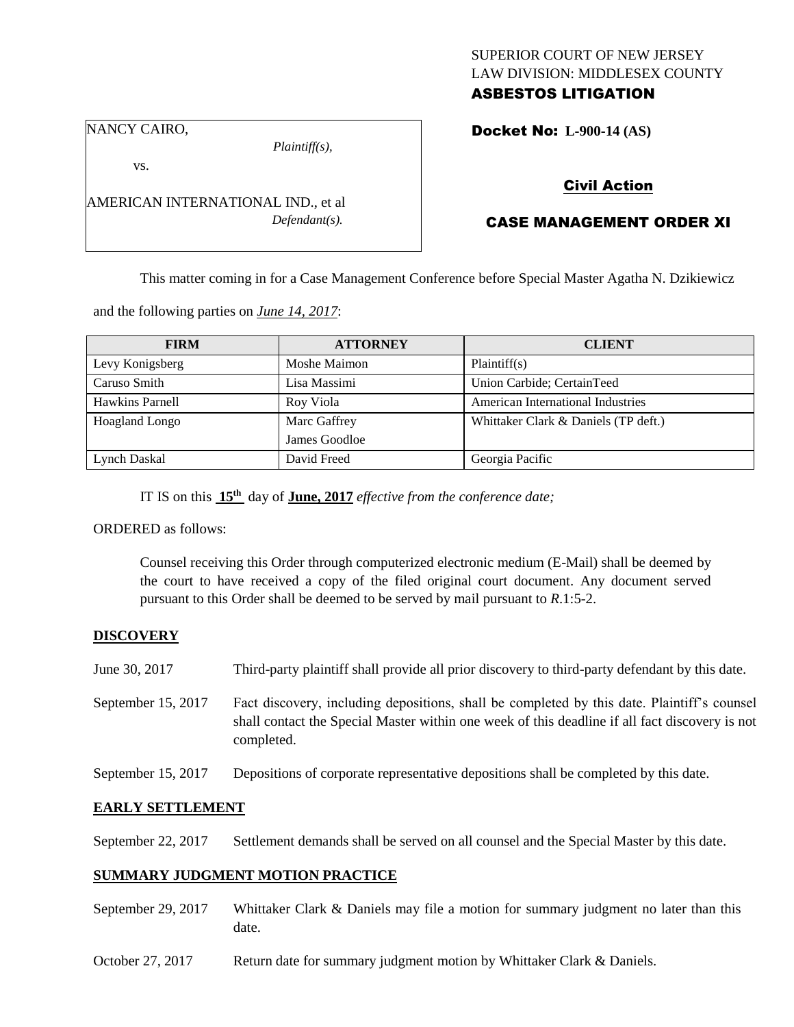SUPERIOR COURT OF NEW JERSEY
LAW DIVISION: MIDDLESEX COUNTY
**ASBESTOS LITIGATION**

NANCY CAIRO,
*Plaintiff(s),*

vs.

AMERICAN INTERNATIONAL IND., et al
*Defendant(s).*

**Docket No: L-900-14 (AS)**

**Civil Action**

**CASE MANAGEMENT ORDER XI**

This matter coming in for a Case Management Conference before Special Master Agatha N. Dzikiewicz and the following parties on *June 14, 2017*:

| FIRM | ATTORNEY | CLIENT |
|---|---|---|
| Levy Konigsberg | Moshe Maimon | Plaintiff(s) |
| Caruso Smith | Lisa Massimi | Union Carbide; CertainTeed |
| Hawkins Parnell | Roy Viola | American International Industries |
| Hoagland Longo | Marc Gaffrey<br>James Goodloe | Whittaker Clark & Daniels (TP deft.) |
| Lynch Daskal | David Freed | Georgia Pacific |

IT IS on this **15th** day of **June, 2017** *effective from the conference date;*

ORDERED as follows:

Counsel receiving this Order through computerized electronic medium (E-Mail) shall be deemed by the court to have received a copy of the filed original court document. Any document served pursuant to this Order shall be deemed to be served by mail pursuant to *R*.1:5-2.

**DISCOVERY**

June 30, 2017 — Third-party plaintiff shall provide all prior discovery to third-party defendant by this date.

September 15, 2017 — Fact discovery, including depositions, shall be completed by this date. Plaintiff's counsel shall contact the Special Master within one week of this deadline if all fact discovery is not completed.

September 15, 2017 — Depositions of corporate representative depositions shall be completed by this date.

**EARLY SETTLEMENT**

September 22, 2017 — Settlement demands shall be served on all counsel and the Special Master by this date.

**SUMMARY JUDGMENT MOTION PRACTICE**

September 29, 2017 — Whittaker Clark & Daniels may file a motion for summary judgment no later than this date.

October 27, 2017 — Return date for summary judgment motion by Whittaker Clark & Daniels.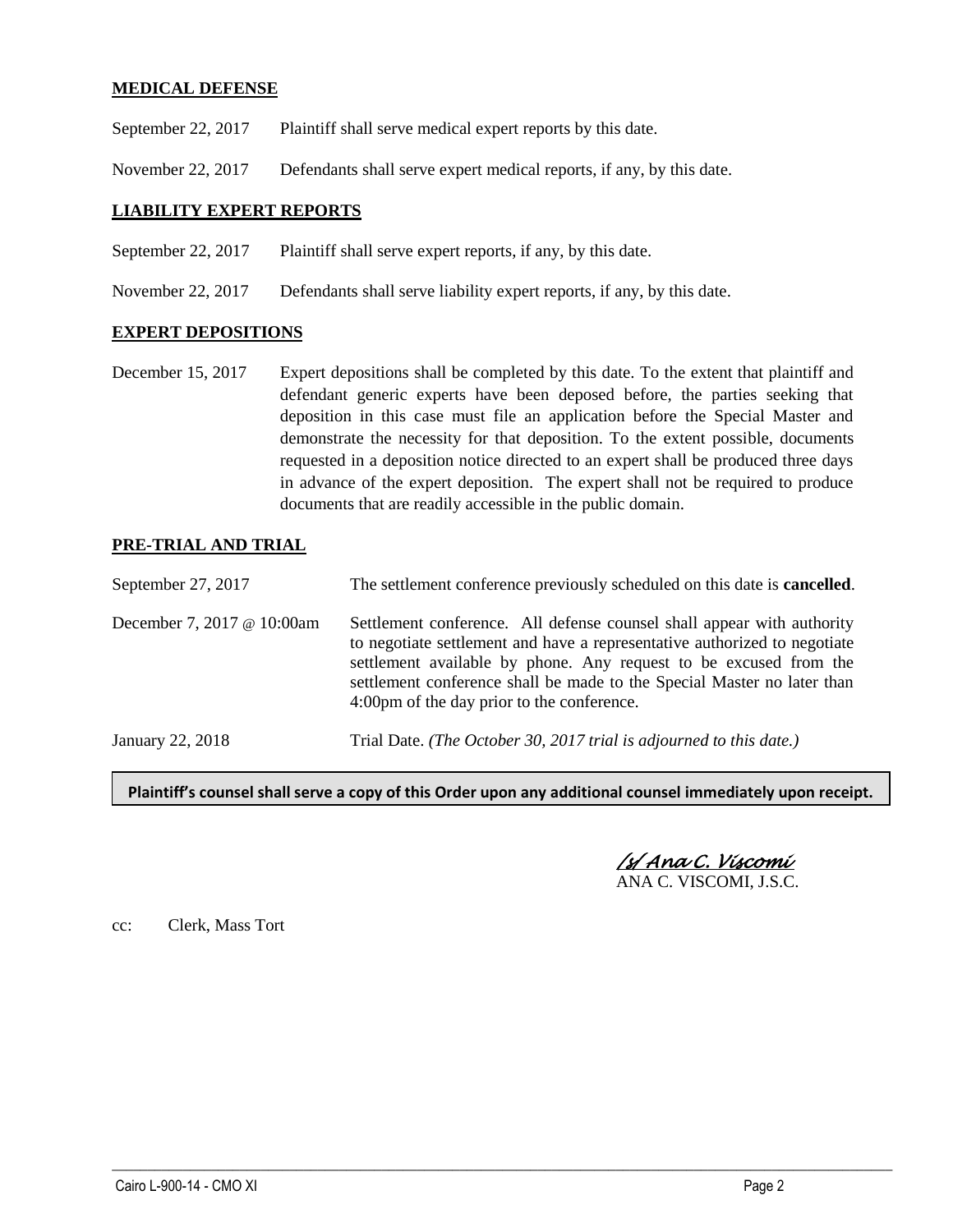**MEDICAL DEFENSE**

| | |
|---|---|
| September 22, 2017 | Plaintiff shall serve medical expert reports by this date. |
| November 22, 2017 | Defendants shall serve expert medical reports, if any, by this date. |

**LIABILITY EXPERT REPORTS**

| | |
|---|---|
| September 22, 2017 | Plaintiff shall serve expert reports, if any, by this date. |
| November 22, 2017 | Defendants shall serve liability expert reports, if any, by this date. |

**EXPERT DEPOSITIONS**

| | |
|---|---|
| December 15, 2017 | Expert depositions shall be completed by this date. To the extent that plaintiff and defendant generic experts have been deposed before, the parties seeking that deposition in this case must file an application before the Special Master and demonstrate the necessity for that deposition. To the extent possible, documents requested in a deposition notice directed to an expert shall be produced three days in advance of the expert deposition. The expert shall not be required to produce documents that are readily accessible in the public domain. |

**PRE-TRIAL AND TRIAL**

| | |
|---|---|
| September 27, 2017 | The settlement conference previously scheduled on this date is **cancelled**. |
| December 7, 2017 @ 10:00am | Settlement conference. All defense counsel shall appear with authority to negotiate settlement and have a representative authorized to negotiate settlement available by phone. Any request to be excused from the settlement conference shall be made to the Special Master no later than 4:00pm of the day prior to the conference. |
| January 22, 2018 | Trial Date. *(The October 30, 2017 trial is adjourned to this date.)* |

**Plaintiff's counsel shall serve a copy of this Order upon any additional counsel immediately upon receipt.**

*/s/ Ana C. Viscomi*
ANA C. VISCOMI, J.S.C.

cc: Clerk, Mass Tort